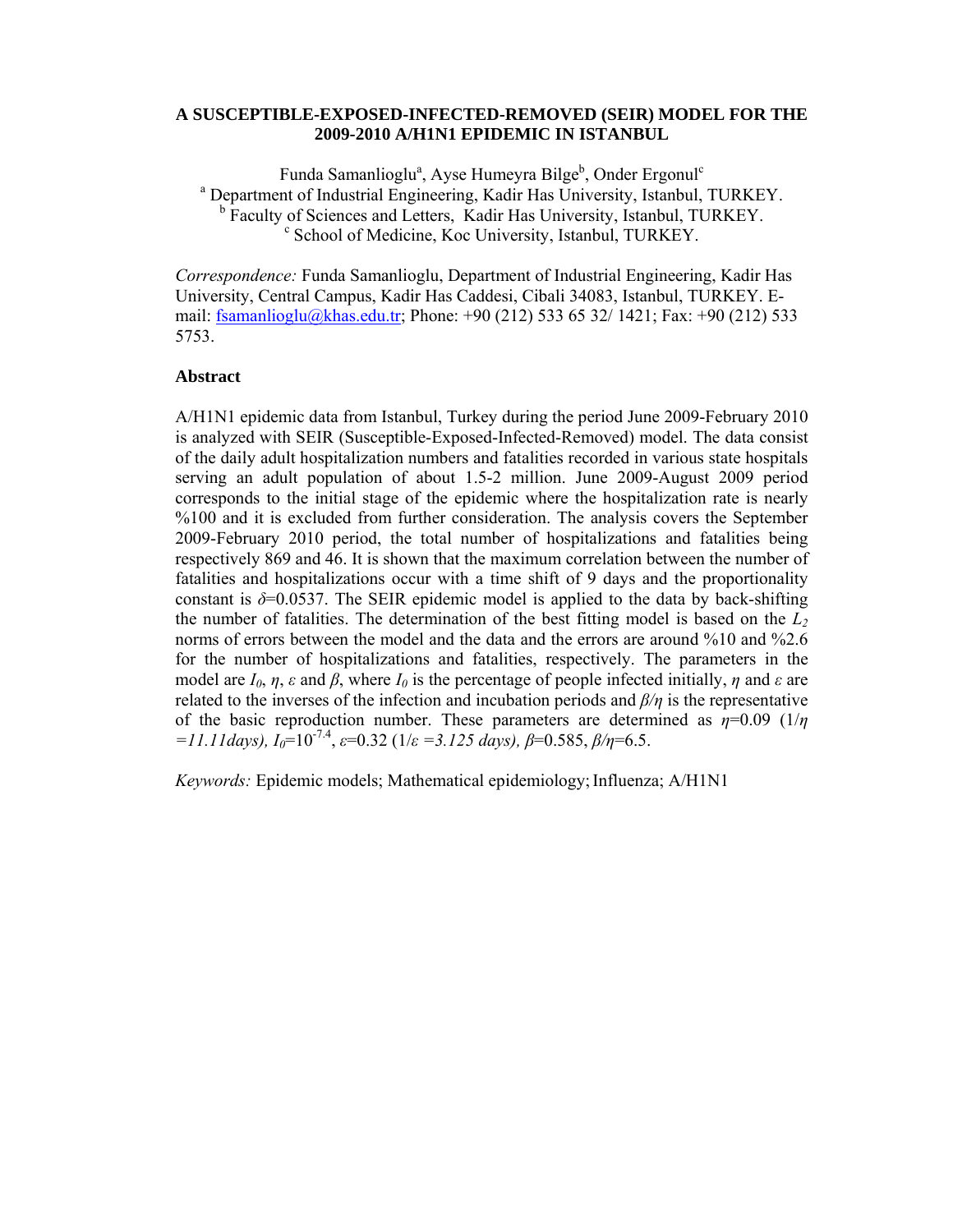# A SUSCEPTIBLE-EXPOSED-INFECTED-REMOVED (SEIR) MODEL FOR THE 2009-2010 A/H1N1 EPIDEMIC IN ISTANBUL

Funda Samanlioglu[a], Ayse Humeyra Bilge[b], Onder Ergonul[c]

[a] Department of Industrial Engineering, Kadir Has University, Istanbul, TURKEY.
[b] Faculty of Sciences and Letters, Kadir Has University, Istanbul, TURKEY.
[c] School of Medicine, Koc University, Istanbul, TURKEY.

*Correspondence:* Funda Samanlioglu, Department of Industrial Engineering, Kadir Has University, Central Campus, Kadir Has Caddesi, Cibali 34083, Istanbul, TURKEY. E-mail: fsamanlioglu@khas.edu.tr; Phone: +90 (212) 533 65 32/ 1421; Fax: +90 (212) 533 5753.

## Abstract

A/H1N1 epidemic data from Istanbul, Turkey during the period June 2009-February 2010 is analyzed with SEIR (Susceptible-Exposed-Infected-Removed) model. The data consist of the daily adult hospitalization numbers and fatalities recorded in various state hospitals serving an adult population of about 1.5-2 million. June 2009-August 2009 period corresponds to the initial stage of the epidemic where the hospitalization rate is nearly %100 and it is excluded from further consideration. The analysis covers the September 2009-February 2010 period, the total number of hospitalizations and fatalities being respectively 869 and 46. It is shown that the maximum correlation between the number of fatalities and hospitalizations occur with a time shift of 9 days and the proportionality constant is $\delta$=0.0537. The SEIR epidemic model is applied to the data by back-shifting the number of fatalities. The determination of the best fitting model is based on the $L_2$ norms of errors between the model and the data and the errors are around %10 and %2.6 for the number of hospitalizations and fatalities, respectively. The parameters in the model are $I_0$, $\eta$, $\varepsilon$ and $\beta$, where $I_0$ is the percentage of people infected initially, $\eta$ and $\varepsilon$ are related to the inverses of the infection and incubation periods and $\beta/\eta$ is the representative of the basic reproduction number. These parameters are determined as $\eta$=0.09 ($1/\eta$ *=11.11days*), $I_0$=$10^{-7.4}$, $\varepsilon$=0.32 ($1/\varepsilon$ *=3.125 days*), $\beta$=0.585, $\beta/\eta$=6.5.

*Keywords:* Epidemic models; Mathematical epidemiology; Influenza; A/H1N1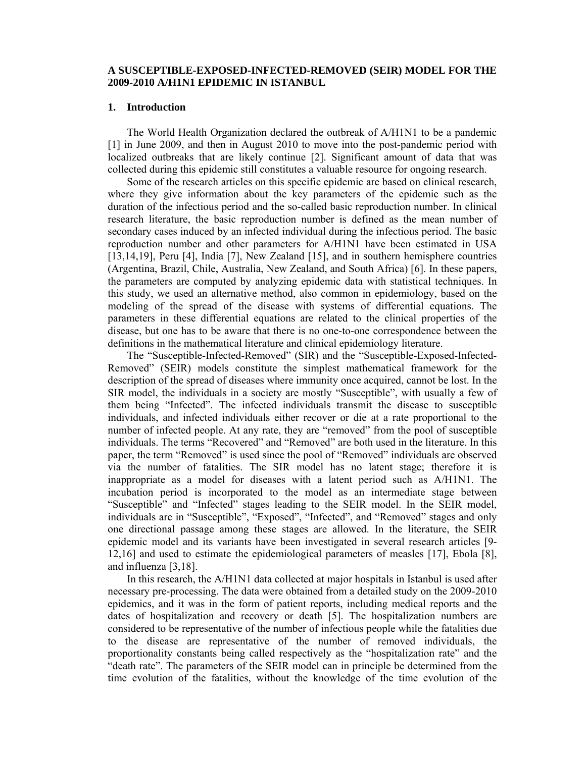**A SUSCEPTIBLE-EXPOSED-INFECTED-REMOVED (SEIR) MODEL FOR THE 2009-2010 A/H1N1 EPIDEMIC IN ISTANBUL**

## 1. Introduction

The World Health Organization declared the outbreak of A/H1N1 to be a pandemic [1] in June 2009, and then in August 2010 to move into the post-pandemic period with localized outbreaks that are likely continue [2]. Significant amount of data that was collected during this epidemic still constitutes a valuable resource for ongoing research.

Some of the research articles on this specific epidemic are based on clinical research, where they give information about the key parameters of the epidemic such as the duration of the infectious period and the so-called basic reproduction number. In clinical research literature, the basic reproduction number is defined as the mean number of secondary cases induced by an infected individual during the infectious period. The basic reproduction number and other parameters for A/H1N1 have been estimated in USA [13,14,19], Peru [4], India [7], New Zealand [15], and in southern hemisphere countries (Argentina, Brazil, Chile, Australia, New Zealand, and South Africa) [6]. In these papers, the parameters are computed by analyzing epidemic data with statistical techniques. In this study, we used an alternative method, also common in epidemiology, based on the modeling of the spread of the disease with systems of differential equations. The parameters in these differential equations are related to the clinical properties of the disease, but one has to be aware that there is no one-to-one correspondence between the definitions in the mathematical literature and clinical epidemiology literature.

The "Susceptible-Infected-Removed" (SIR) and the "Susceptible-Exposed-Infected-Removed" (SEIR) models constitute the simplest mathematical framework for the description of the spread of diseases where immunity once acquired, cannot be lost. In the SIR model, the individuals in a society are mostly "Susceptible", with usually a few of them being "Infected". The infected individuals transmit the disease to susceptible individuals, and infected individuals either recover or die at a rate proportional to the number of infected people. At any rate, they are "removed" from the pool of susceptible individuals. The terms "Recovered" and "Removed" are both used in the literature. In this paper, the term "Removed" is used since the pool of "Removed" individuals are observed via the number of fatalities. The SIR model has no latent stage; therefore it is inappropriate as a model for diseases with a latent period such as A/H1N1. The incubation period is incorporated to the model as an intermediate stage between "Susceptible" and "Infected" stages leading to the SEIR model. In the SEIR model, individuals are in "Susceptible", "Exposed", "Infected", and "Removed" stages and only one directional passage among these stages are allowed. In the literature, the SEIR epidemic model and its variants have been investigated in several research articles [9-12,16] and used to estimate the epidemiological parameters of measles [17], Ebola [8], and influenza [3,18].

In this research, the A/H1N1 data collected at major hospitals in Istanbul is used after necessary pre-processing. The data were obtained from a detailed study on the 2009-2010 epidemics, and it was in the form of patient reports, including medical reports and the dates of hospitalization and recovery or death [5]. The hospitalization numbers are considered to be representative of the number of infectious people while the fatalities due to the disease are representative of the number of removed individuals, the proportionality constants being called respectively as the "hospitalization rate" and the "death rate". The parameters of the SEIR model can in principle be determined from the time evolution of the fatalities, without the knowledge of the time evolution of the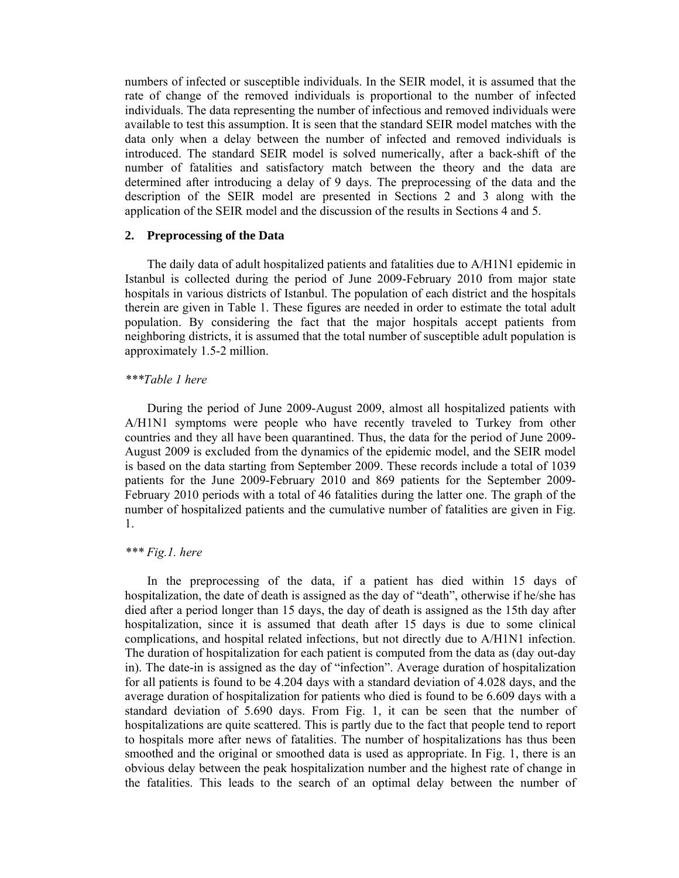numbers of infected or susceptible individuals. In the SEIR model, it is assumed that the rate of change of the removed individuals is proportional to the number of infected individuals. The data representing the number of infectious and removed individuals were available to test this assumption. It is seen that the standard SEIR model matches with the data only when a delay between the number of infected and removed individuals is introduced. The standard SEIR model is solved numerically, after a back-shift of the number of fatalities and satisfactory match between the theory and the data are determined after introducing a delay of 9 days. The preprocessing of the data and the description of the SEIR model are presented in Sections 2 and 3 along with the application of the SEIR model and the discussion of the results in Sections 4 and 5.

## 2. Preprocessing of the Data

The daily data of adult hospitalized patients and fatalities due to A/H1N1 epidemic in Istanbul is collected during the period of June 2009-February 2010 from major state hospitals in various districts of Istanbul. The population of each district and the hospitals therein are given in Table 1. These figures are needed in order to estimate the total adult population. By considering the fact that the major hospitals accept patients from neighboring districts, it is assumed that the total number of susceptible adult population is approximately 1.5-2 million.

*\*\*\*Table 1 here*

During the period of June 2009-August 2009, almost all hospitalized patients with A/H1N1 symptoms were people who have recently traveled to Turkey from other countries and they all have been quarantined. Thus, the data for the period of June 2009-August 2009 is excluded from the dynamics of the epidemic model, and the SEIR model is based on the data starting from September 2009. These records include a total of 1039 patients for the June 2009-February 2010 and 869 patients for the September 2009-February 2010 periods with a total of 46 fatalities during the latter one. The graph of the number of hospitalized patients and the cumulative number of fatalities are given in Fig. 1.

*\*\*\* Fig.1. here*

In the preprocessing of the data, if a patient has died within 15 days of hospitalization, the date of death is assigned as the day of "death", otherwise if he/she has died after a period longer than 15 days, the day of death is assigned as the 15th day after hospitalization, since it is assumed that death after 15 days is due to some clinical complications, and hospital related infections, but not directly due to A/H1N1 infection. The duration of hospitalization for each patient is computed from the data as (day out-day in). The date-in is assigned as the day of "infection". Average duration of hospitalization for all patients is found to be 4.204 days with a standard deviation of 4.028 days, and the average duration of hospitalization for patients who died is found to be 6.609 days with a standard deviation of 5.690 days. From Fig. 1, it can be seen that the number of hospitalizations are quite scattered. This is partly due to the fact that people tend to report to hospitals more after news of fatalities. The number of hospitalizations has thus been smoothed and the original or smoothed data is used as appropriate. In Fig. 1, there is an obvious delay between the peak hospitalization number and the highest rate of change in the fatalities. This leads to the search of an optimal delay between the number of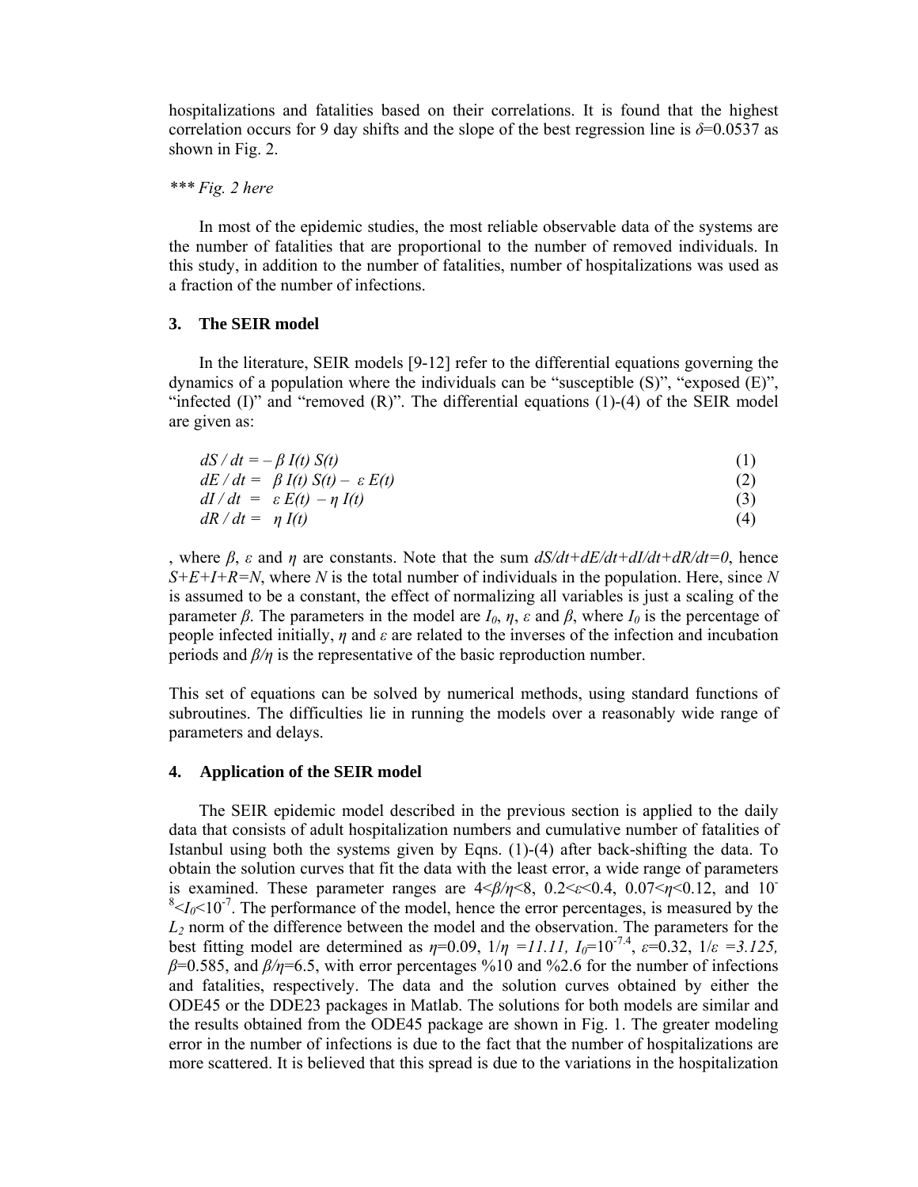hospitalizations and fatalities based on their correlations. It is found that the highest correlation occurs for 9 day shifts and the slope of the best regression line is $\delta$=0.0537 as shown in Fig. 2.

*\*\*\* Fig. 2 here*

In most of the epidemic studies, the most reliable observable data of the systems are the number of fatalities that are proportional to the number of removed individuals. In this study, in addition to the number of fatalities, number of hospitalizations was used as a fraction of the number of infections.

## 3. The SEIR model

In the literature, SEIR models [9-12] refer to the differential equations governing the dynamics of a population where the individuals can be "susceptible (S)", "exposed (E)", "infected (I)" and "removed (R)". The differential equations (1)-(4) of the SEIR model are given as:

$$dS / dt = -\beta I(t) S(t) \tag{1}$$

$$dE / dt = \beta I(t) S(t) - \varepsilon E(t) \tag{2}$$

$$dI / dt = \varepsilon E(t) - \eta I(t) \tag{3}$$

$$dR / dt = \eta I(t) \tag{4}$$

, where $\beta$, $\varepsilon$ and $\eta$ are constants. Note that the sum $dS/dt+dE/dt+dI/dt+dR/dt=0$, hence $S+E+I+R=N$, where $N$ is the total number of individuals in the population. Here, since $N$ is assumed to be a constant, the effect of normalizing all variables is just a scaling of the parameter $\beta$. The parameters in the model are $I_0$, $\eta$, $\varepsilon$ and $\beta$, where $I_0$ is the percentage of people infected initially, $\eta$ and $\varepsilon$ are related to the inverses of the infection and incubation periods and $\beta/\eta$ is the representative of the basic reproduction number.

This set of equations can be solved by numerical methods, using standard functions of subroutines. The difficulties lie in running the models over a reasonably wide range of parameters and delays.

## 4. Application of the SEIR model

The SEIR epidemic model described in the previous section is applied to the daily data that consists of adult hospitalization numbers and cumulative number of fatalities of Istanbul using both the systems given by Eqns. (1)-(4) after back-shifting the data. To obtain the solution curves that fit the data with the least error, a wide range of parameters is examined. These parameter ranges are $4<\beta/\eta<8$, $0.2<\varepsilon<0.4$, $0.07<\eta<0.12$, and $10^{-8}<I_0<10^{-7}$. The performance of the model, hence the error percentages, is measured by the $L_2$ norm of the difference between the model and the observation. The parameters for the best fitting model are determined as $\eta$=0.09, $1/\eta$ =*11.11*, $I_0$=$10^{-7.4}$, $\varepsilon$=0.32, $1/\varepsilon$ =*3.125*, $\beta$=0.585, and $\beta/\eta$=6.5, with error percentages %10 and %2.6 for the number of infections and fatalities, respectively. The data and the solution curves obtained by either the ODE45 or the DDE23 packages in Matlab. The solutions for both models are similar and the results obtained from the ODE45 package are shown in Fig. 1. The greater modeling error in the number of infections is due to the fact that the number of hospitalizations are more scattered. It is believed that this spread is due to the variations in the hospitalization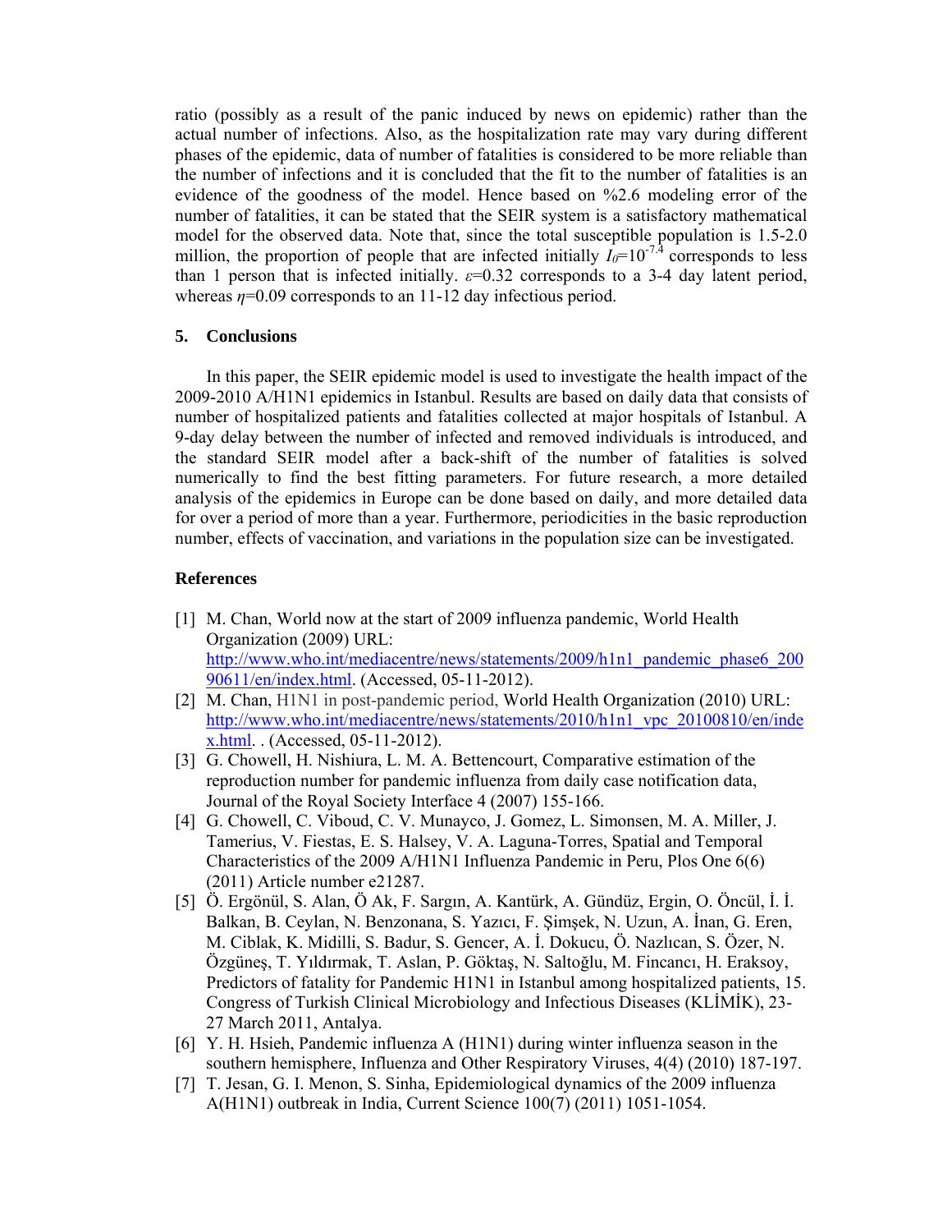ratio (possibly as a result of the panic induced by news on epidemic) rather than the actual number of infections. Also, as the hospitalization rate may vary during different phases of the epidemic, data of number of fatalities is considered to be more reliable than the number of infections and it is concluded that the fit to the number of fatalities is an evidence of the goodness of the model. Hence based on %2.6 modeling error of the number of fatalities, it can be stated that the SEIR system is a satisfactory mathematical model for the observed data. Note that, since the total susceptible population is 1.5-2.0 million, the proportion of people that are infected initially $I_0=10^{-7.4}$ corresponds to less than 1 person that is infected initially. $\varepsilon=0.32$ corresponds to a 3-4 day latent period, whereas $\eta=0.09$ corresponds to an 11-12 day infectious period.

## 5. Conclusions

In this paper, the SEIR epidemic model is used to investigate the health impact of the 2009-2010 A/H1N1 epidemics in Istanbul. Results are based on daily data that consists of number of hospitalized patients and fatalities collected at major hospitals of Istanbul. A 9-day delay between the number of infected and removed individuals is introduced, and the standard SEIR model after a back-shift of the number of fatalities is solved numerically to find the best fitting parameters. For future research, a more detailed analysis of the epidemics in Europe can be done based on daily, and more detailed data for over a period of more than a year. Furthermore, periodicities in the basic reproduction number, effects of vaccination, and variations in the population size can be investigated.

## References

[1] M. Chan, World now at the start of 2009 influenza pandemic, World Health Organization (2009) URL: http://www.who.int/mediacentre/news/statements/2009/h1n1_pandemic_phase6_20090611/en/index.html. (Accessed, 05-11-2012).

[2] M. Chan, H1N1 in post-pandemic period, World Health Organization (2010) URL: http://www.who.int/mediacentre/news/statements/2010/h1n1_vpc_20100810/en/index.html. . (Accessed, 05-11-2012).

[3] G. Chowell, H. Nishiura, L. M. A. Bettencourt, Comparative estimation of the reproduction number for pandemic influenza from daily case notification data, Journal of the Royal Society Interface 4 (2007) 155-166.

[4] G. Chowell, C. Viboud, C. V. Munayco, J. Gomez, L. Simonsen, M. A. Miller, J. Tamerius, V. Fiestas, E. S. Halsey, V. A. Laguna-Torres, Spatial and Temporal Characteristics of the 2009 A/H1N1 Influenza Pandemic in Peru, Plos One 6(6) (2011) Article number e21287.

[5] Ö. Ergönül, S. Alan, Ö Ak, F. Sargın, A. Kantürk, A. Gündüz, Ergin, O. Öncül, İ. İ. Balkan, B. Ceylan, N. Benzonana, S. Yazıcı, F. Şimşek, N. Uzun, A. İnan, G. Eren, M. Ciblak, K. Midilli, S. Badur, S. Gencer, A. İ. Dokucu, Ö. Nazlıcan, S. Özer, N. Özgüneş, T. Yıldırmak, T. Aslan, P. Göktaş, N. Saltoğlu, M. Fincancı, H. Eraksoy, Predictors of fatality for Pandemic H1N1 in Istanbul among hospitalized patients, 15. Congress of Turkish Clinical Microbiology and Infectious Diseases (KLİMİK), 23-27 March 2011, Antalya.

[6] Y. H. Hsieh, Pandemic influenza A (H1N1) during winter influenza season in the southern hemisphere, Influenza and Other Respiratory Viruses, 4(4) (2010) 187-197.

[7] T. Jesan, G. I. Menon, S. Sinha, Epidemiological dynamics of the 2009 influenza A(H1N1) outbreak in India, Current Science 100(7) (2011) 1051-1054.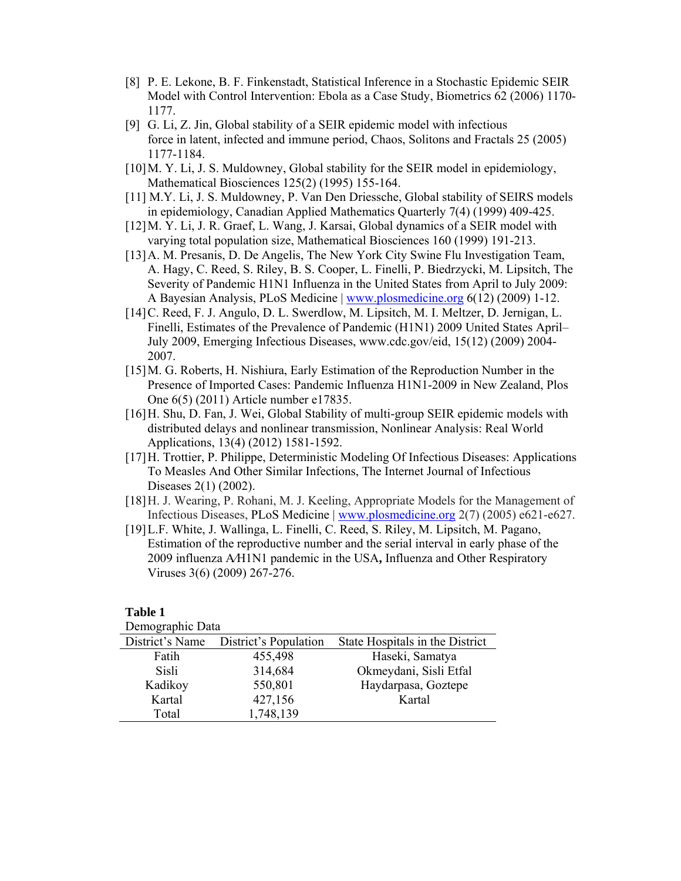[8] P. E. Lekone, B. F. Finkenstadt, Statistical Inference in a Stochastic Epidemic SEIR Model with Control Intervention: Ebola as a Case Study, Biometrics 62 (2006) 1170-1177.

[9] G. Li, Z. Jin, Global stability of a SEIR epidemic model with infectious force in latent, infected and immune period, Chaos, Solitons and Fractals 25 (2005) 1177-1184.

[10] M. Y. Li, J. S. Muldowney, Global stability for the SEIR model in epidemiology, Mathematical Biosciences 125(2) (1995) 155-164.

[11] M.Y. Li, J. S. Muldowney, P. Van Den Driessche, Global stability of SEIRS models in epidemiology, Canadian Applied Mathematics Quarterly 7(4) (1999) 409-425.

[12] M. Y. Li, J. R. Graef, L. Wang, J. Karsai, Global dynamics of a SEIR model with varying total population size, Mathematical Biosciences 160 (1999) 191-213.

[13] A. M. Presanis, D. De Angelis, The New York City Swine Flu Investigation Team, A. Hagy, C. Reed, S. Riley, B. S. Cooper, L. Finelli, P. Biedrzycki, M. Lipsitch, The Severity of Pandemic H1N1 Influenza in the United States from April to July 2009: A Bayesian Analysis, PLoS Medicine | www.plosmedicine.org 6(12) (2009) 1-12.

[14] C. Reed, F. J. Angulo, D. L. Swerdlow, M. Lipsitch, M. I. Meltzer, D. Jernigan, L. Finelli, Estimates of the Prevalence of Pandemic (H1N1) 2009 United States April–July 2009, Emerging Infectious Diseases, www.cdc.gov/eid, 15(12) (2009) 2004-2007.

[15] M. G. Roberts, H. Nishiura, Early Estimation of the Reproduction Number in the Presence of Imported Cases: Pandemic Influenza H1N1-2009 in New Zealand, Plos One 6(5) (2011) Article number e17835.

[16] H. Shu, D. Fan, J. Wei, Global Stability of multi-group SEIR epidemic models with distributed delays and nonlinear transmission, Nonlinear Analysis: Real World Applications, 13(4) (2012) 1581-1592.

[17] H. Trottier, P. Philippe, Deterministic Modeling Of Infectious Diseases: Applications To Measles And Other Similar Infections, The Internet Journal of Infectious Diseases 2(1) (2002).

[18] H. J. Wearing, P. Rohani, M. J. Keeling, Appropriate Models for the Management of Infectious Diseases, PLoS Medicine | www.plosmedicine.org 2(7) (2005) e621-e627.

[19] L.F. White, J. Wallinga, L. Finelli, C. Reed, S. Riley, M. Lipsitch, M. Pagano, Estimation of the reproductive number and the serial interval in early phase of the 2009 influenza A/H1N1 pandemic in the USA, Influenza and Other Respiratory Viruses 3(6) (2009) 267-276.

**Table 1**

Demographic Data

| District's Name | District's Population | State Hospitals in the District |
|---|---|---|
| Fatih | 455,498 | Haseki, Samatya |
| Sisli | 314,684 | Okmeydani, Sisli Etfal |
| Kadikoy | 550,801 | Haydarpasa, Goztepe |
| Kartal | 427,156 | Kartal |
| Total | 1,748,139 | |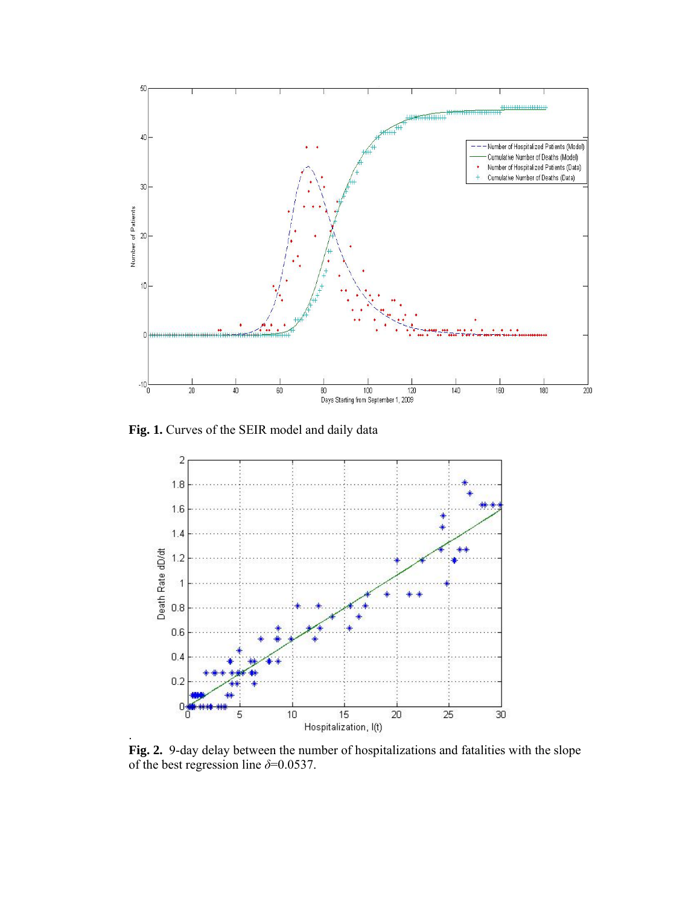Number of Patients

50
40
30
20
10
0
-10

0
20
40
60
80
100
120
140
160
180
200

Days Starting from September 1, 2009

Number of Hospitalized Patients (Model)
Cumulative Number of Deaths (Model)
Number of Hospitalized Patients (Data)
Cumulative Number of Deaths (Data)

**Fig. 1.** Curves of the SEIR model and daily data

Death Rate dD/dt

2
1.8
1.6
1.4
1.2
1
0.8
0.6
0.4
0.2
0

0
5
10
15
20
25
30

Hospitalization, I(t)

**Fig. 2.** 9-day delay between the number of hospitalizations and fatalities with the slope of the best regression line $\delta$=0.0537.